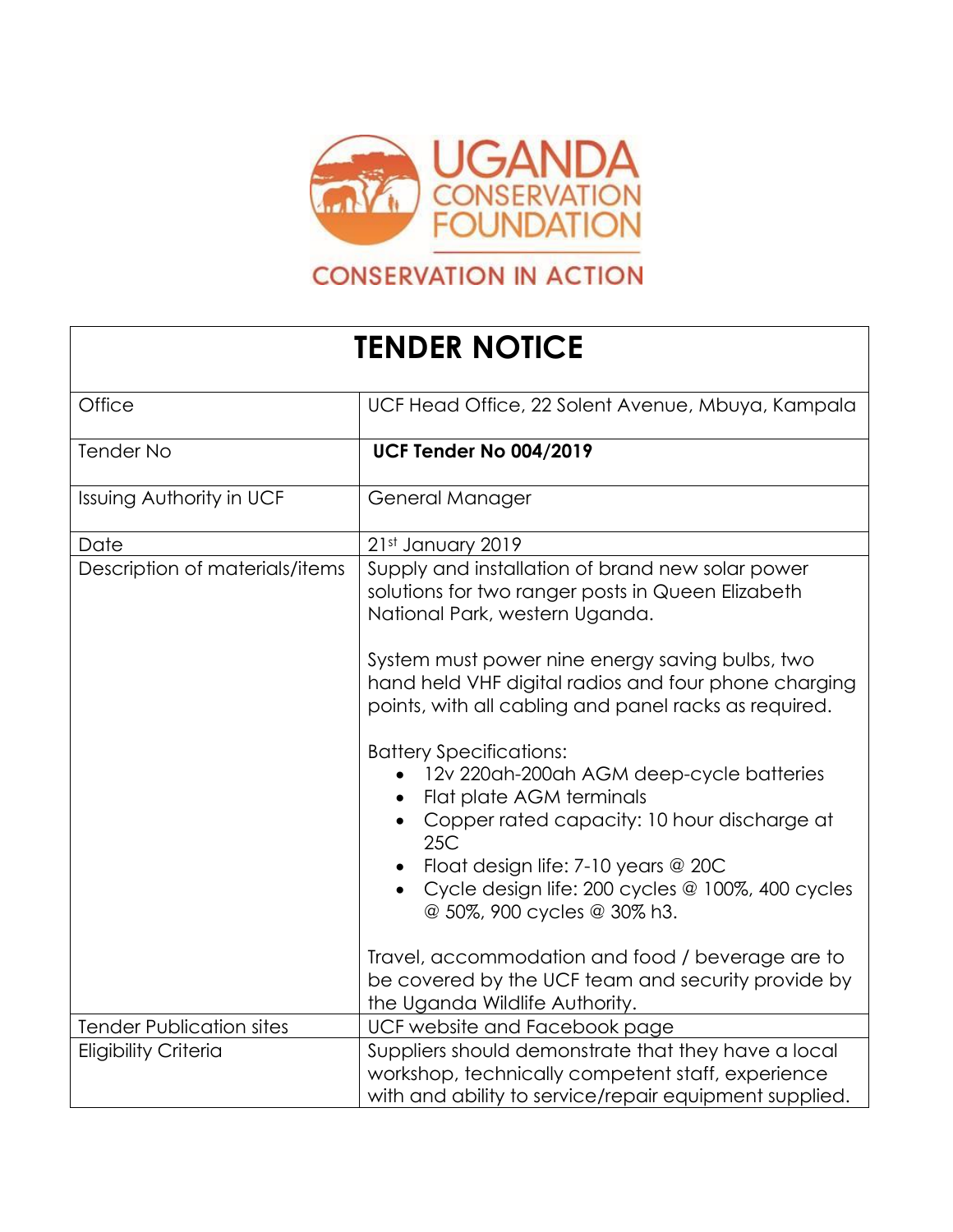UGANDA CONSERVATION FOUNDATION

CONSERVATION IN ACTION

# TENDER NOTICE

| | |
|---|---|
| Office | UCF Head Office, 22 Solent Avenue, Mbuya, Kampala |
| Tender No | **UCF Tender No 004/2019** |
| Issuing Authority in UCF | General Manager |
| Date | 21st January 2019 |
| Description of materials/items | Supply and installation of brand new solar power solutions for two ranger posts in Queen Elizabeth National Park, western Uganda.<br><br>System must power nine energy saving bulbs, two hand held VHF digital radios and four phone charging points, with all cabling and panel racks as required.<br><br>Battery Specifications:<br>• 12v 220ah-200ah AGM deep-cycle batteries<br>• Flat plate AGM terminals<br>• Copper rated capacity: 10 hour discharge at 25C<br>• Float design life: 7-10 years @ 20C<br>• Cycle design life: 200 cycles @ 100%, 400 cycles @ 50%, 900 cycles @ 30% h3.<br><br>Travel, accommodation and food / beverage are to be covered by the UCF team and security provide by the Uganda Wildlife Authority. |
| Tender Publication sites | UCF website and Facebook page |
| Eligibility Criteria | Suppliers should demonstrate that they have a local workshop, technically competent staff, experience with and ability to service/repair equipment supplied. |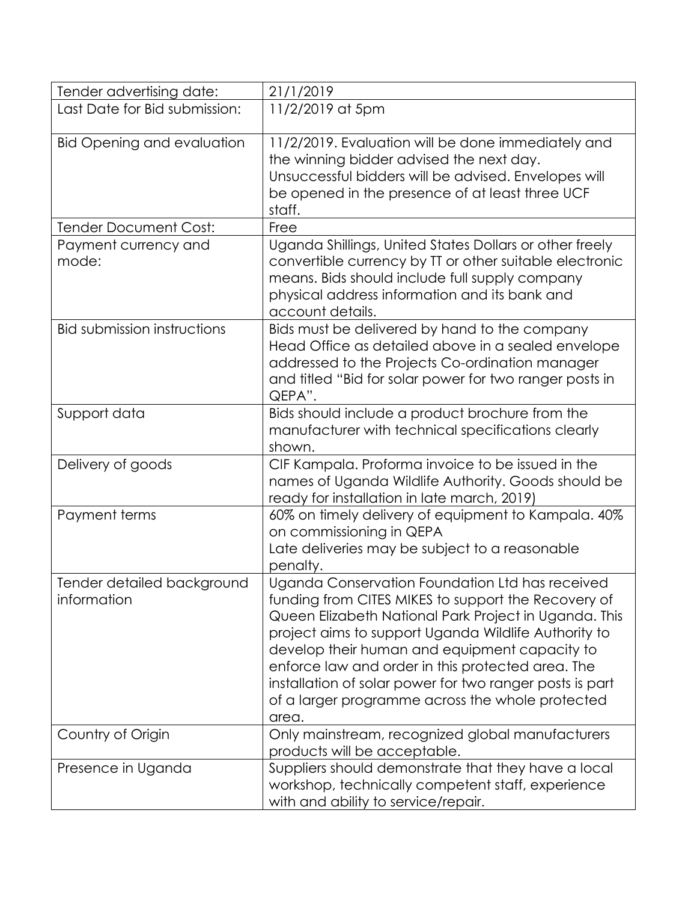| | |
|---|---|
| Tender advertising date: | 21/1/2019 |
| Last Date for Bid submission: | 11/2/2019 at 5pm |
| Bid Opening and evaluation | 11/2/2019. Evaluation will be done immediately and the winning bidder advised the next day. Unsuccessful bidders will be advised. Envelopes will be opened in the presence of at least three UCF staff. |
| Tender Document Cost: | Free |
| Payment currency and mode: | Uganda Shillings, United States Dollars or other freely convertible currency by TT or other suitable electronic means. Bids should include full supply company physical address information and its bank and account details. |
| Bid submission instructions | Bids must be delivered by hand to the company Head Office as detailed above in a sealed envelope addressed to the Projects Co-ordination manager and titled "Bid for solar power for two ranger posts in QEPA". |
| Support data | Bids should include a product brochure from the manufacturer with technical specifications clearly shown. |
| Delivery of goods | CIF Kampala. Proforma invoice to be issued in the names of Uganda Wildlife Authority. Goods should be ready for installation in late march, 2019) |
| Payment terms | 60% on timely delivery of equipment to Kampala. 40% on commissioning in QEPA<br>Late deliveries may be subject to a reasonable penalty. |
| Tender detailed background information | Uganda Conservation Foundation Ltd has received funding from CITES MIKES to support the Recovery of Queen Elizabeth National Park Project in Uganda. This project aims to support Uganda Wildlife Authority to develop their human and equipment capacity to enforce law and order in this protected area. The installation of solar power for two ranger posts is part of a larger programme across the whole protected area. |
| Country of Origin | Only mainstream, recognized global manufacturers products will be acceptable. |
| Presence in Uganda | Suppliers should demonstrate that they have a local workshop, technically competent staff, experience with and ability to service/repair. |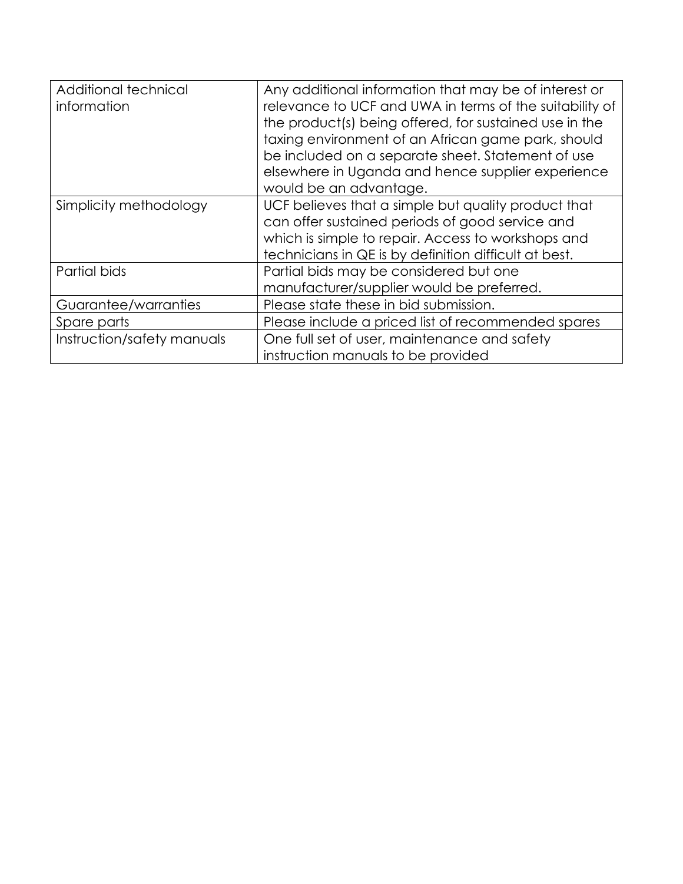| | |
|---|---|
| Additional technical information | Any additional information that may be of interest or relevance to UCF and UWA in terms of the suitability of the product(s) being offered, for sustained use in the taxing environment of an African game park, should be included on a separate sheet. Statement of use elsewhere in Uganda and hence supplier experience would be an advantage. |
| Simplicity methodology | UCF believes that a simple but quality product that can offer sustained periods of good service and which is simple to repair. Access to workshops and technicians in QE is by definition difficult at best. |
| Partial bids | Partial bids may be considered but one manufacturer/supplier would be preferred. |
| Guarantee/warranties | Please state these in bid submission. |
| Spare parts | Please include a priced list of recommended spares |
| Instruction/safety manuals | One full set of user, maintenance and safety instruction manuals to be provided |